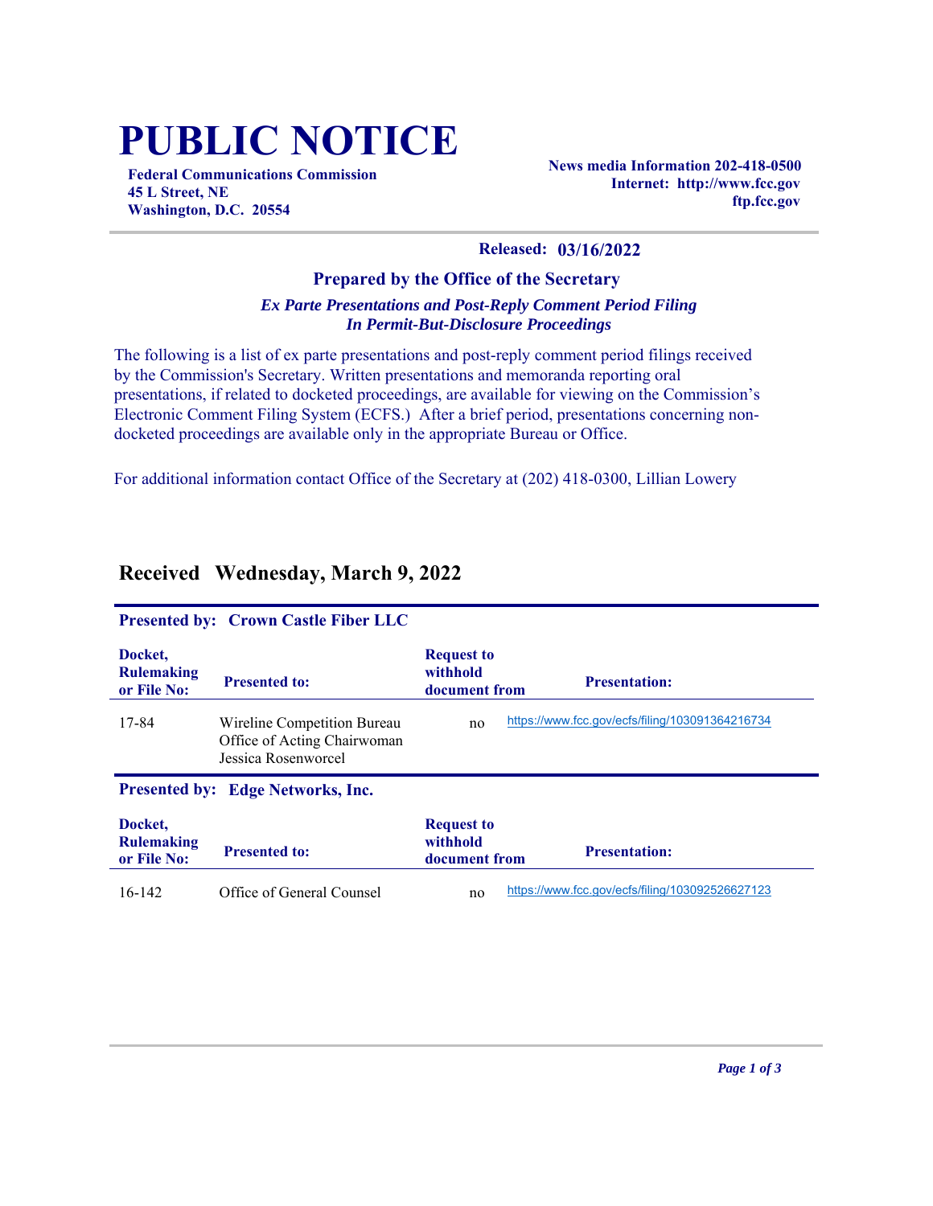# PUBLIC NOTICE

**Federal Communications Commission**
**45 L Street, NE**
**Washington, D.C. 20554**

**News media Information 202-418-0500**
**Internet: http://www.fcc.gov**
**ftp.fcc.gov**

**Released: 03/16/2022**

### Prepared by the Office of the Secretary

***Ex Parte Presentations and Post-Reply Comment Period Filing***
***In Permit-But-Disclosure Proceedings***

The following is a list of ex parte presentations and post-reply comment period filings received by the Commission's Secretary. Written presentations and memoranda reporting oral presentations, if related to docketed proceedings, are available for viewing on the Commission's Electronic Comment Filing System (ECFS.) After a brief period, presentations concerning non-docketed proceedings are available only in the appropriate Bureau or Office.

For additional information contact Office of the Secretary at (202) 418-0300, Lillian Lowery

## Received Wednesday, March 9, 2022

**Presented by: Crown Castle Fiber LLC**

| Docket, Rulemaking or File No: | Presented to: | Request to withhold document from | Presentation: |
|---|---|---|---|
| 17-84 | Wireline Competition Bureau<br>Office of Acting Chairwoman Jessica Rosenworcel | no | https://www.fcc.gov/ecfs/filing/103091364216734 |

**Presented by: Edge Networks, Inc.**

| Docket, Rulemaking or File No: | Presented to: | Request to withhold document from | Presentation: |
|---|---|---|---|
| 16-142 | Office of General Counsel | no | https://www.fcc.gov/ecfs/filing/103092526627123 |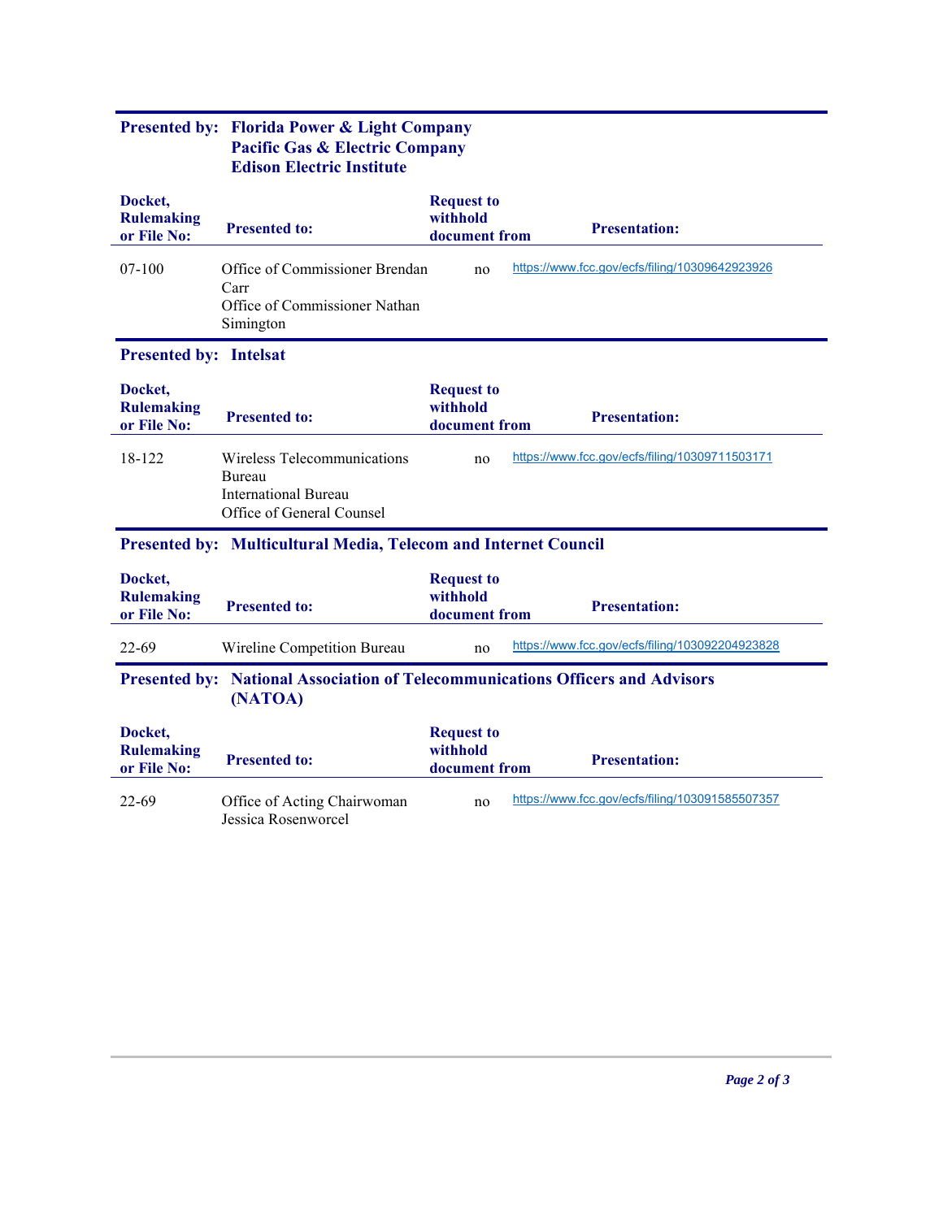**Presented by: Florida Power & Light Company**
**Pacific Gas & Electric Company**
**Edison Electric Institute**

| Docket, Rulemaking or File No: | Presented to: | Request to withhold document from | Presentation: |
| --- | --- | --- | --- |
| 07-100 | Office of Commissioner Brendan Carr<br>Office of Commissioner Nathan Simington | no | https://www.fcc.gov/ecfs/filing/10309642923926 |

**Presented by: Intelsat**

| Docket, Rulemaking or File No: | Presented to: | Request to withhold document from | Presentation: |
| --- | --- | --- | --- |
| 18-122 | Wireless Telecommunications Bureau<br>International Bureau<br>Office of General Counsel | no | https://www.fcc.gov/ecfs/filing/10309711503171 |

**Presented by: Multicultural Media, Telecom and Internet Council**

| Docket, Rulemaking or File No: | Presented to: | Request to withhold document from | Presentation: |
| --- | --- | --- | --- |
| 22-69 | Wireline Competition Bureau | no | https://www.fcc.gov/ecfs/filing/103092204923828 |

**Presented by: National Association of Telecommunications Officers and Advisors (NATOA)**

| Docket, Rulemaking or File No: | Presented to: | Request to withhold document from | Presentation: |
| --- | --- | --- | --- |
| 22-69 | Office of Acting Chairwoman Jessica Rosenworcel | no | https://www.fcc.gov/ecfs/filing/103091585507357 |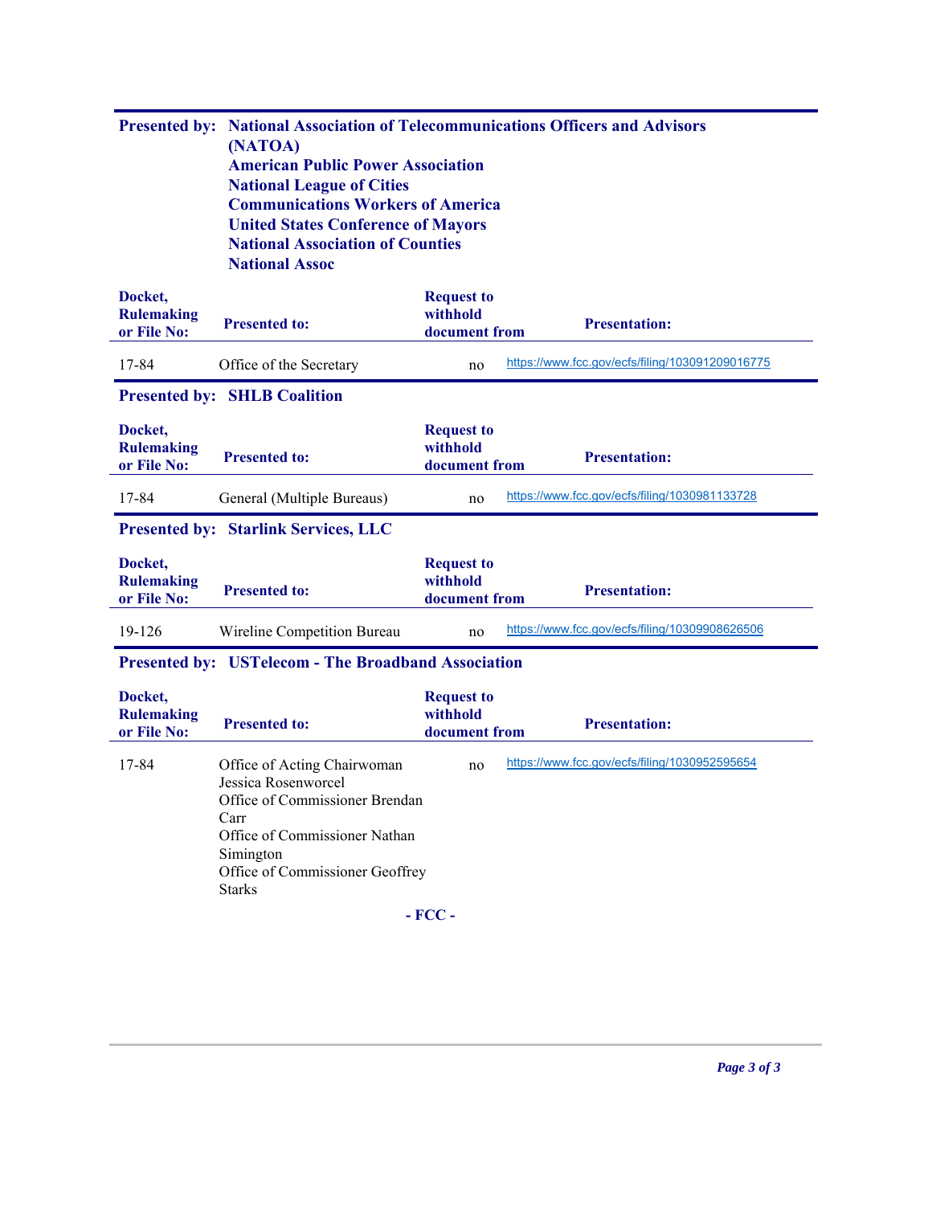**Presented by: National Association of Telecommunications Officers and Advisors (NATOA)**
**American Public Power Association**
**National League of Cities**
**Communications Workers of America**
**United States Conference of Mayors**
**National Association of Counties**
**National Assoc**

| Docket, Rulemaking or File No: | Presented to: | Request to withhold document from | Presentation: |
|---|---|---|---|
| 17-84 | Office of the Secretary | no | https://www.fcc.gov/ecfs/filing/103091209016775 |

**Presented by: SHLB Coalition**

| Docket, Rulemaking or File No: | Presented to: | Request to withhold document from | Presentation: |
|---|---|---|---|
| 17-84 | General (Multiple Bureaus) | no | https://www.fcc.gov/ecfs/filing/1030981133728 |

**Presented by: Starlink Services, LLC**

| Docket, Rulemaking or File No: | Presented to: | Request to withhold document from | Presentation: |
|---|---|---|---|
| 19-126 | Wireline Competition Bureau | no | https://www.fcc.gov/ecfs/filing/10309908626506 |

**Presented by: USTelecom - The Broadband Association**

| Docket, Rulemaking or File No: | Presented to: | Request to withhold document from | Presentation: |
|---|---|---|---|
| 17-84 | Office of Acting Chairwoman Jessica Rosenworcel<br>Office of Commissioner Brendan Carr<br>Office of Commissioner Nathan Simington<br>Office of Commissioner Geoffrey Starks | no | https://www.fcc.gov/ecfs/filing/1030952595654 |

**- FCC -**